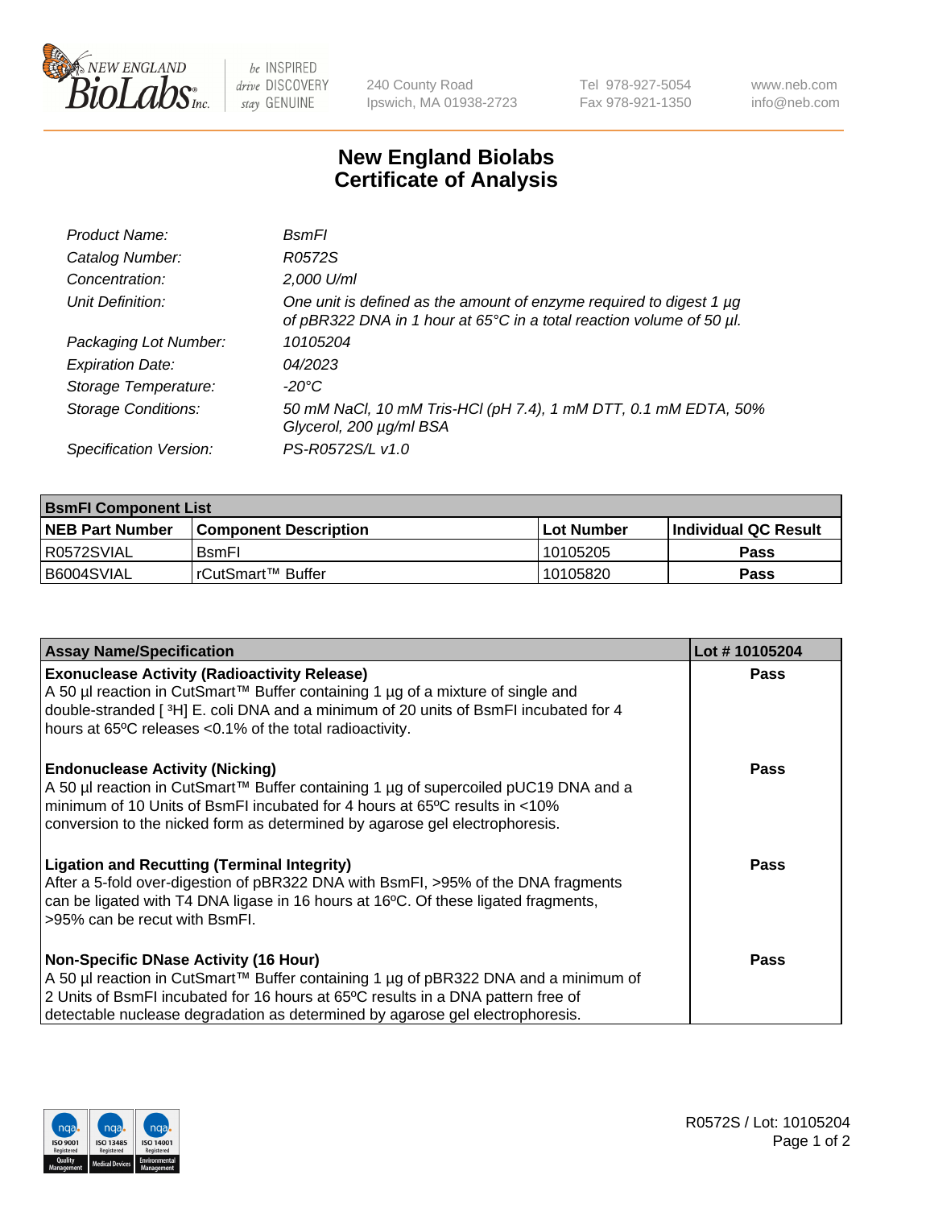240 County Road
Ipswich, MA 01938-2723

Tel 978-927-5054
Fax 978-921-1350

www.neb.com
info@neb.com

# New England Biolabs Certificate of Analysis

| | |
|---|---|
| *Product Name:* | *BsmFI* |
| *Catalog Number:* | *R0572S* |
| *Concentration:* | *2,000 U/ml* |
| *Unit Definition:* | *One unit is defined as the amount of enzyme required to digest 1 µg of pBR322 DNA in 1 hour at 65°C in a total reaction volume of 50 µl.* |
| *Packaging Lot Number:* | *10105204* |
| *Expiration Date:* | *04/2023* |
| *Storage Temperature:* | *-20°C* |
| *Storage Conditions:* | *50 mM NaCl, 10 mM Tris-HCl (pH 7.4), 1 mM DTT, 0.1 mM EDTA, 50% Glycerol, 200 µg/ml BSA* |
| *Specification Version:* | *PS-R0572S/L v1.0* |

| **BsmFI Component List** | | | |
|---|---|---|---|
| **NEB Part Number** | **Component Description** | **Lot Number** | **Individual QC Result** |
| R0572SVIAL | BsmFI | 10105205 | **Pass** |
| B6004SVIAL | rCutSmart™ Buffer | 10105820 | **Pass** |

| **Assay Name/Specification** | **Lot # 10105204** |
|---|---|
| **Exonuclease Activity (Radioactivity Release)**<br>A 50 µl reaction in CutSmart™ Buffer containing 1 µg of a mixture of single and double-stranded [ $^{3}$H] E. coli DNA and a minimum of 20 units of BsmFI incubated for 4 hours at 65ºC releases <0.1% of the total radioactivity. | **Pass** |
| **Endonuclease Activity (Nicking)**<br>A 50 µl reaction in CutSmart™ Buffer containing 1 µg of supercoiled pUC19 DNA and a minimum of 10 Units of BsmFI incubated for 4 hours at 65ºC results in <10% conversion to the nicked form as determined by agarose gel electrophoresis. | **Pass** |
| **Ligation and Recutting (Terminal Integrity)**<br>After a 5-fold over-digestion of pBR322 DNA with BsmFI, >95% of the DNA fragments can be ligated with T4 DNA ligase in 16 hours at 16ºC. Of these ligated fragments, >95% can be recut with BsmFI. | **Pass** |
| **Non-Specific DNase Activity (16 Hour)**<br>A 50 µl reaction in CutSmart™ Buffer containing 1 µg of pBR322 DNA and a minimum of 2 Units of BsmFI incubated for 16 hours at 65ºC results in a DNA pattern free of detectable nuclease degradation as determined by agarose gel electrophoresis. | **Pass** |

R0572S / Lot: 10105204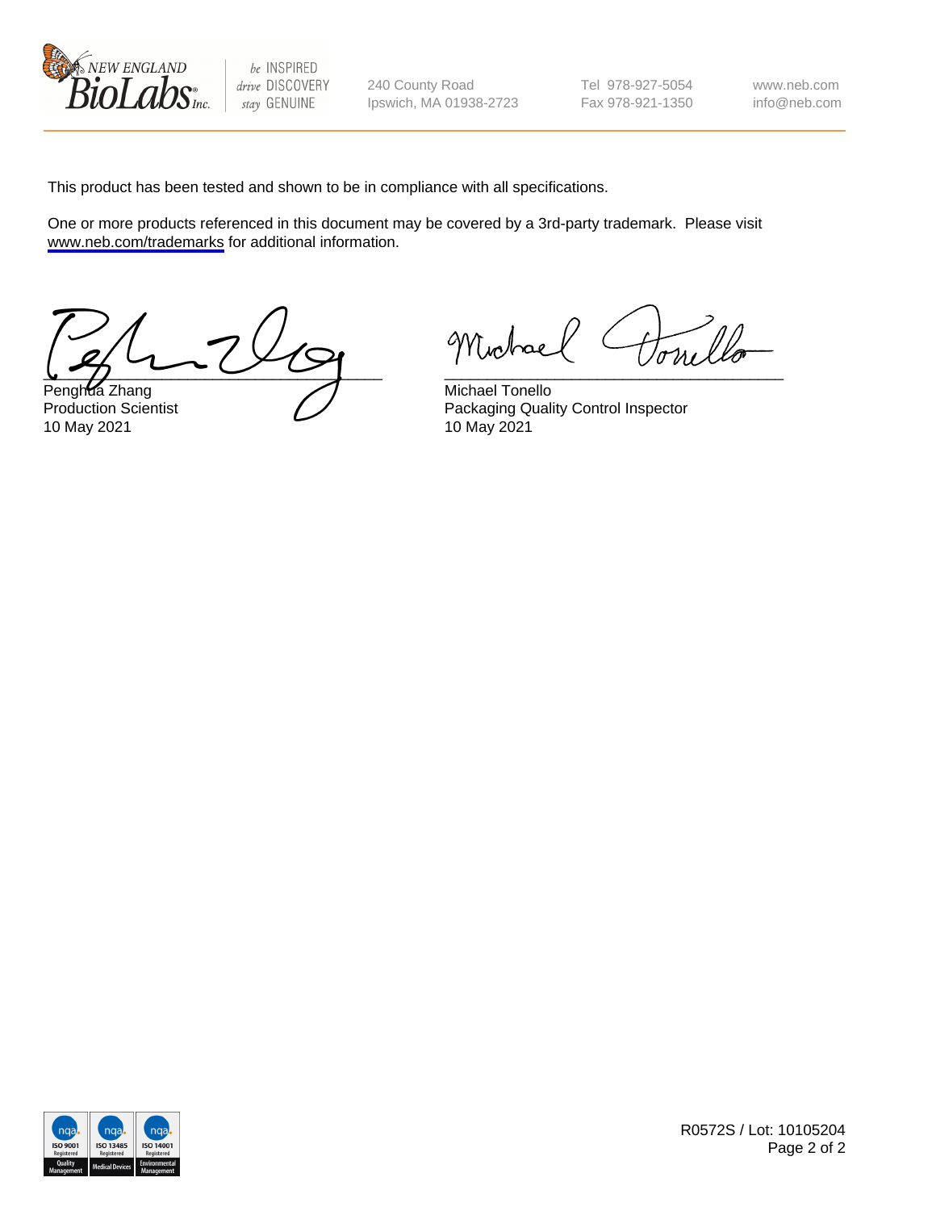This product has been tested and shown to be in compliance with all specifications.

One or more products referenced in this document may be covered by a 3rd-party trademark. Please visit www.neb.com/trademarks for additional information.

Penghua Zhang
Production Scientist
10 May 2021

Michael Tonello
Packaging Quality Control Inspector
10 May 2021

R0572S / Lot: 10105204